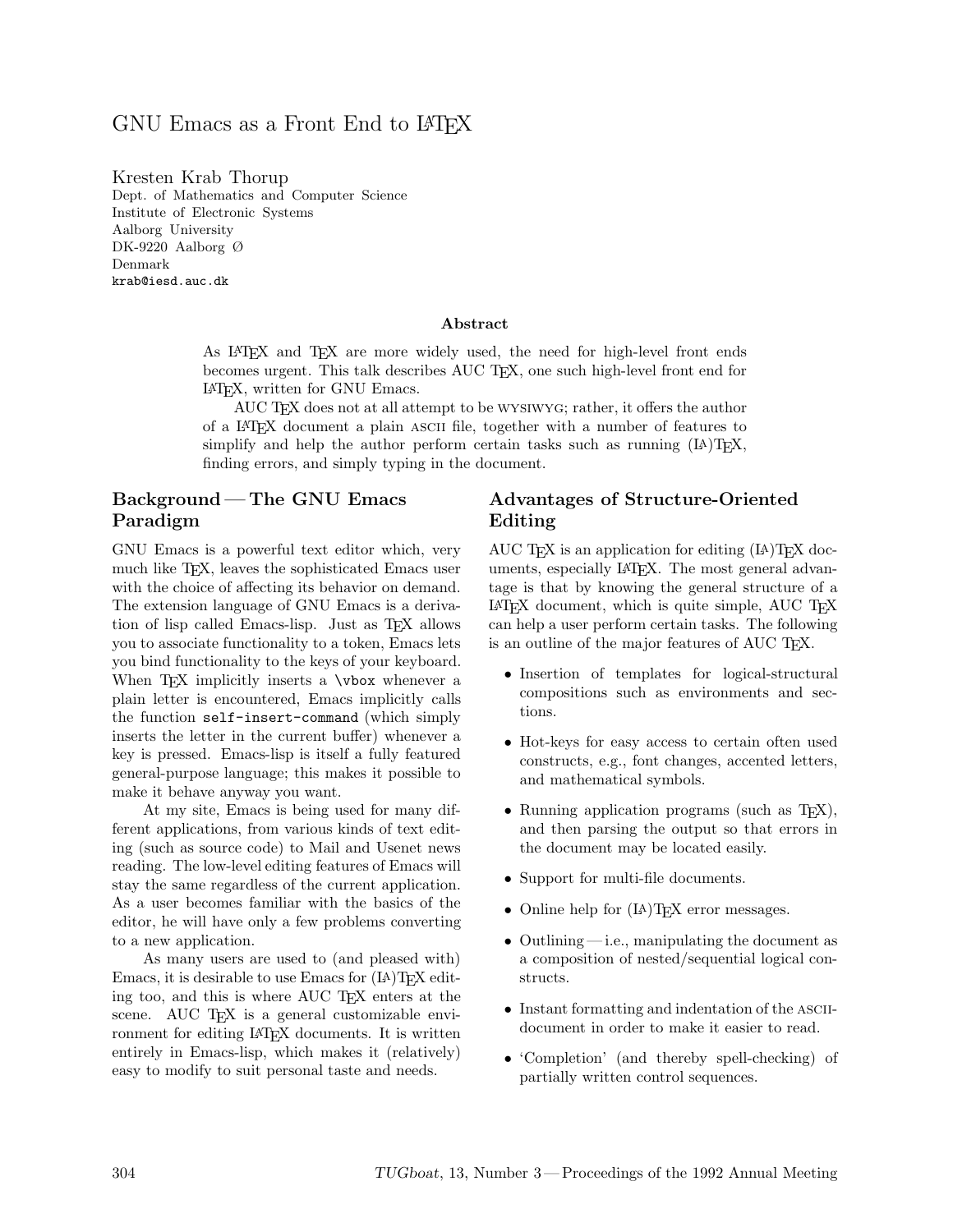# GNU Emacs as a Front End to LaTeX

Kresten Krab Thorup
Dept. of Mathematics and Computer Science
Institute of Electronic Systems
Aalborg University
DK-9220 Aalborg Ø
Denmark
`krab@iesd.auc.dk`

### Abstract

As LaTeX and TeX are more widely used, the need for high-level front ends becomes urgent. This talk describes AUC TeX, one such high-level front end for LaTeX, written for GNU Emacs.

AUC TeX does not at all attempt to be WYSIWYG; rather, it offers the author of a LaTeX document a plain ASCII file, together with a number of features to simplify and help the author perform certain tasks such as running (LA)TeX, finding errors, and simply typing in the document.

## Background — The GNU Emacs Paradigm

GNU Emacs is a powerful text editor which, very much like TeX, leaves the sophisticated Emacs user with the choice of affecting its behavior on demand. The extension language of GNU Emacs is a derivation of lisp called Emacs-lisp. Just as TeX allows you to associate functionality to a token, Emacs lets you bind functionality to the keys of your keyboard. When TeX implicitly inserts a `\vbox` whenever a plain letter is encountered, Emacs implicitly calls the function `self-insert-command` (which simply inserts the letter in the current buffer) whenever a key is pressed. Emacs-lisp is itself a fully featured general-purpose language; this makes it possible to make it behave anyway you want.

At my site, Emacs is being used for many different applications, from various kinds of text editing (such as source code) to Mail and Usenet news reading. The low-level editing features of Emacs will stay the same regardless of the current application. As a user becomes familiar with the basics of the editor, he will have only a few problems converting to a new application.

As many users are used to (and pleased with) Emacs, it is desirable to use Emacs for (LA)TeX editing too, and this is where AUC TeX enters at the scene. AUC TeX is a general customizable environment for editing LaTeX documents. It is written entirely in Emacs-lisp, which makes it (relatively) easy to modify to suit personal taste and needs.

## Advantages of Structure-Oriented Editing

AUC TeX is an application for editing (LA)TeX documents, especially LaTeX. The most general advantage is that by knowing the general structure of a LaTeX document, which is quite simple, AUC TeX can help a user perform certain tasks. The following is an outline of the major features of AUC TeX.

- Insertion of templates for logical-structural compositions such as environments and sections.
- Hot-keys for easy access to certain often used constructs, e.g., font changes, accented letters, and mathematical symbols.
- Running application programs (such as TeX), and then parsing the output so that errors in the document may be located easily.
- Support for multi-file documents.
- Online help for (LA)TeX error messages.
- Outlining — i.e., manipulating the document as a composition of nested/sequential logical constructs.
- Instant formatting and indentation of the ASCII-document in order to make it easier to read.
- 'Completion' (and thereby spell-checking) of partially written control sequences.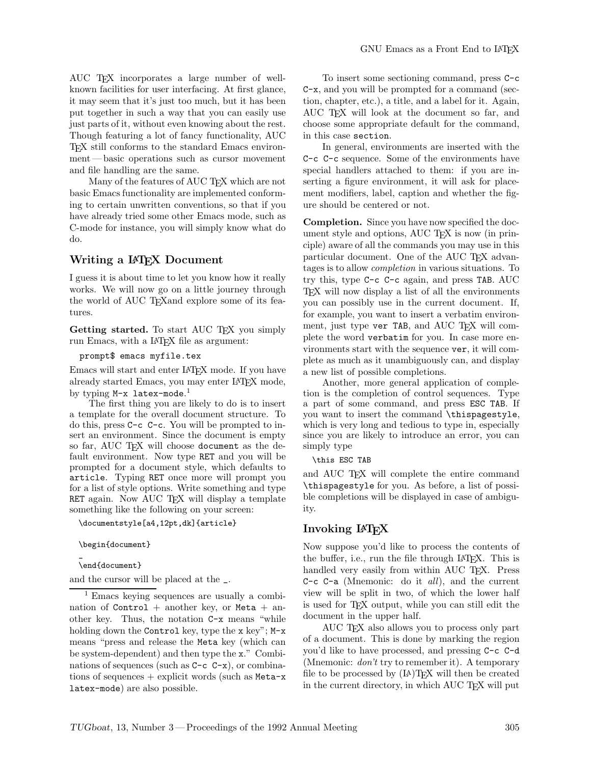AUC TEX incorporates a large number of well-known facilities for user interfacing. At first glance, it may seem that it's just too much, but it has been put together in such a way that you can easily use just parts of it, without even knowing about the rest. Though featuring a lot of fancy functionality, AUC TEX still conforms to the standard Emacs environment — basic operations such as cursor movement and file handling are the same.

Many of the features of AUC TEX which are not basic Emacs functionality are implemented conforming to certain unwritten conventions, so that if you have already tried some other Emacs mode, such as C-mode for instance, you will simply know what do do.

## Writing a LaTeX Document

I guess it is about time to let you know how it really works. We will now go on a little journey through the world of AUC TEXand explore some of its features.

**Getting started.** To start AUC TEX you simply run Emacs, with a LaTeX file as argument:

```
prompt$ emacs myfile.tex
```

Emacs will start and enter LaTeX mode. If you have already started Emacs, you may enter LaTeX mode, by typing `M-x latex-mode`.[1]

The first thing you are likely to do is to insert a template for the overall document structure. To do this, press `C-c C-c`. You will be prompted to insert an environment. Since the document is empty so far, AUC TEX will choose `document` as the default environment. Now type `RET` and you will be prompted for a document style, which defaults to `article`. Typing `RET` once more will prompt you for a list of style options. Write something and type `RET` again. Now AUC TEX will display a template something like the following on your screen:

```
\documentstyle[a4,12pt,dk]{article}

\begin{document}

_
\end{document}
```

and the cursor will be placed at the `_`.

[1] Emacs keying sequences are usually a combination of `Control` + another key, or `Meta` + another key. Thus, the notation `C-x` means "while holding down the `Control` key, type the `x` key"; `M-x` means "press and release the `Meta` key (which can be system-dependent) and then type the `x`." Combinations of sequences (such as `C-c C-x`), or combinations of sequences + explicit words (such as `Meta-x latex-mode`) are also possible.

To insert some sectioning command, press `C-c C-x`, and you will be prompted for a command (section, chapter, etc.), a title, and a label for it. Again, AUC TEX will look at the document so far, and choose some appropriate default for the command, in this case `section`.

In general, environments are inserted with the `C-c C-c` sequence. Some of the environments have special handlers attached to them: if you are inserting a figure environment, it will ask for placement modifiers, label, caption and whether the figure should be centered or not.

**Completion.** Since you have now specified the document style and options, AUC TEX is now (in principle) aware of all the commands you may use in this particular document. One of the AUC TEX advantages is to allow *completion* in various situations. To try this, type `C-c C-c` again, and press `TAB`. AUC TEX will now display a list of all the environments you can possibly use in the current document. If, for example, you want to insert a verbatim environment, just type `ver TAB`, and AUC TEX will complete the word `verbatim` for you. In case more environments start with the sequence `ver`, it will complete as much as it unambiguously can, and display a new list of possible completions.

Another, more general application of completion is the completion of control sequences. Type a part of some command, and press `ESC TAB`. If you want to insert the command `\thispagestyle`, which is very long and tedious to type in, especially since you are likely to introduce an error, you can simply type

```
\this ESC TAB
```

and AUC TEX will complete the entire command `\thispagestyle` for you. As before, a list of possible completions will be displayed in case of ambiguity.

## Invoking LaTeX

Now suppose you'd like to process the contents of the buffer, i.e., run the file through LaTeX. This is handled very easily from within AUC TEX. Press `C-c C-a` (Mnemonic: do it *all*), and the current view will be split in two, of which the lower half is used for TEX output, while you can still edit the document in the upper half.

AUC TEX also allows you to process only part of a document. This is done by marking the region you'd like to have processed, and pressing `C-c C-d` (Mnemonic: *don't* try to remember it). A temporary file to be processed by (LA)TEX will then be created in the current directory, in which AUC TEX will put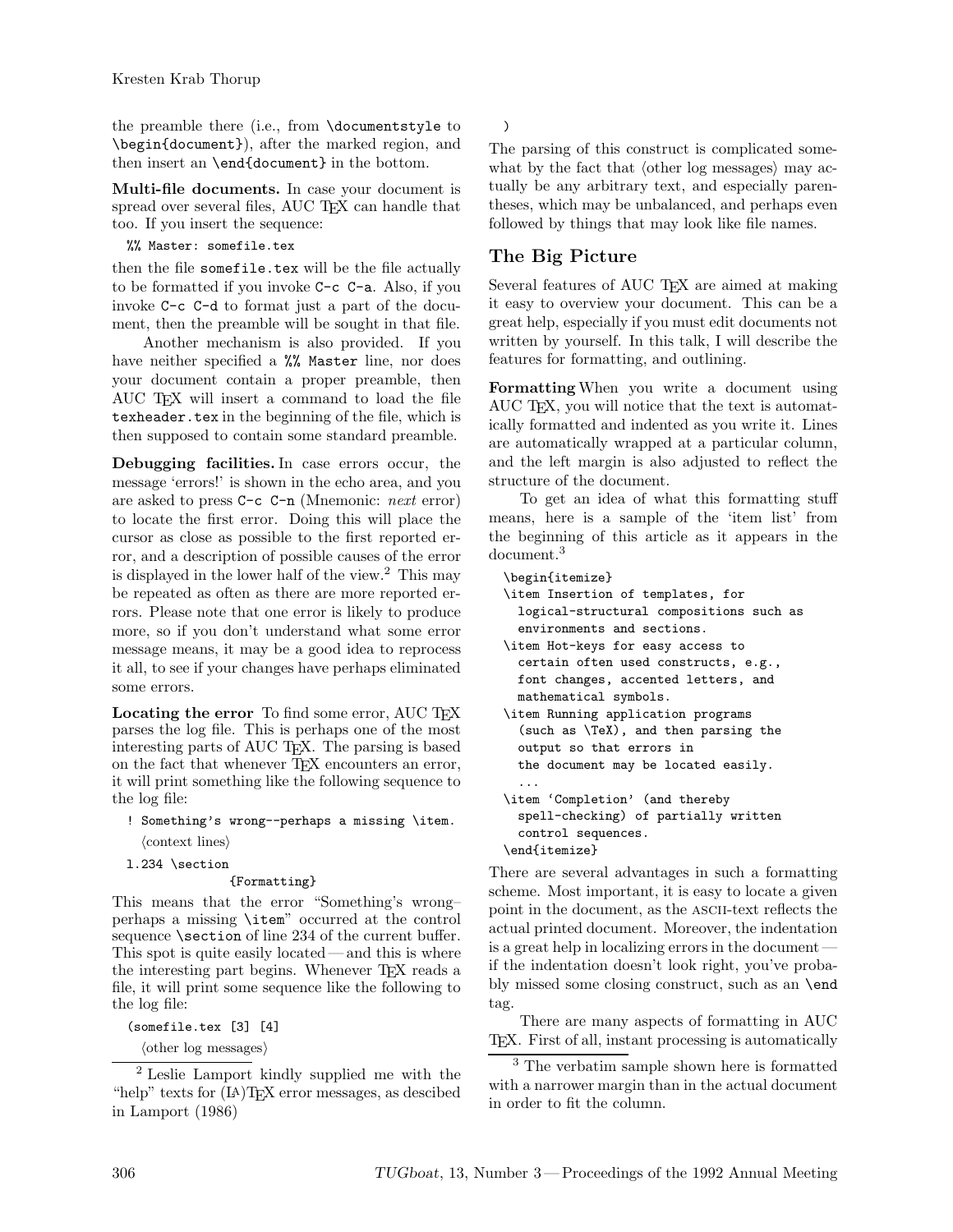the preamble there (i.e., from `\documentstyle` to `\begin{document}`), after the marked region, and then insert an `\end{document}` in the bottom.

**Multi-file documents.** In case your document is spread over several files, AUC TEX can handle that too. If you insert the sequence:

```
%% Master: somefile.tex
```

then the file `somefile.tex` will be the file actually to be formatted if you invoke `C-c C-a`. Also, if you invoke `C-c C-d` to format just a part of the document, then the preamble will be sought in that file.

Another mechanism is also provided. If you have neither specified a `%% Master` line, nor does your document contain a proper preamble, then AUC TEX will insert a command to load the file `texheader.tex` in the beginning of the file, which is then supposed to contain some standard preamble.

**Debugging facilities.** In case errors occur, the message 'errors!' is shown in the echo area, and you are asked to press `C-c C-n` (Mnemonic: *next* error) to locate the first error. Doing this will place the cursor as close as possible to the first reported error, and a description of possible causes of the error is displayed in the lower half of the view.[2] This may be repeated as often as there are more reported errors. Please note that one error is likely to produce more, so if you don't understand what some error message means, it may be a good idea to reprocess it all, to see if your changes have perhaps eliminated some errors.

**Locating the error** To find some error, AUC TEX parses the log file. This is perhaps one of the most interesting parts of AUC TEX. The parsing is based on the fact that whenever TEX encounters an error, it will print something like the following sequence to the log file:

```
! Something's wrong--perhaps a missing \item.
  ⟨context lines⟩
l.234 \section
              {Formatting}
```

This means that the error "Something's wrong–perhaps a missing `\item`" occurred at the control sequence `\section` of line 234 of the current buffer. This spot is quite easily located — and this is where the interesting part begins. Whenever TEX reads a file, it will print some sequence like the following to the log file:

```
(somefile.tex [3] [4]
  ⟨other log messages⟩
)
```

The parsing of this construct is complicated somewhat by the fact that ⟨other log messages⟩ may actually be any arbitrary text, and especially parentheses, which may be unbalanced, and perhaps even followed by things that may look like file names.

## The Big Picture

Several features of AUC TEX are aimed at making it easy to overview your document. This can be a great help, especially if you must edit documents not written by yourself. In this talk, I will describe the features for formatting, and outlining.

**Formatting** When you write a document using AUC TEX, you will notice that the text is automatically formatted and indented as you write it. Lines are automatically wrapped at a particular column, and the left margin is also adjusted to reflect the structure of the document.

To get an idea of what this formatting stuff means, here is a sample of the 'item list' from the beginning of this article as it appears in the document.[3]

```
\begin{itemize}
\item Insertion of templates, for
  logical-structural compositions such as
  environments and sections.
\item Hot-keys for easy access to
  certain often used constructs, e.g.,
  font changes, accented letters, and
  mathematical symbols.
\item Running application programs
  (such as \TeX), and then parsing the
  output so that errors in
  the document may be located easily.
  ...
\item `Completion' (and thereby
  spell-checking) of partially written
  control sequences.
\end{itemize}
```

There are several advantages in such a formatting scheme. Most important, it is easy to locate a given point in the document, as the ASCII-text reflects the actual printed document. Moreover, the indentation is a great help in localizing errors in the document — if the indentation doesn't look right, you've probably missed some closing construct, such as an `\end` tag.

There are many aspects of formatting in AUC TEX. First of all, instant processing is automatically

---

[2] Leslie Lamport kindly supplied me with the "help" texts for (LA)TEX error messages, as descibed in Lamport (1986)

[3] The verbatim sample shown here is formatted with a narrower margin than in the actual document in order to fit the column.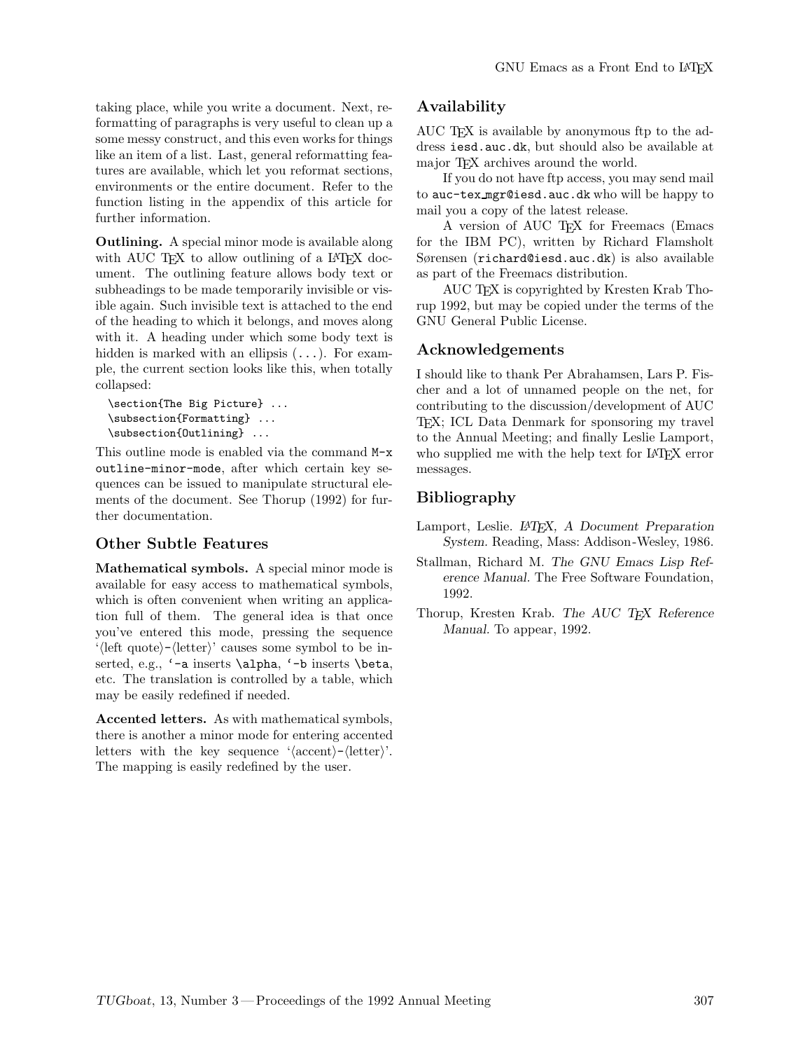taking place, while you write a document. Next, reformatting of paragraphs is very useful to clean up a some messy construct, and this even works for things like an item of a list. Last, general reformatting features are available, which let you reformat sections, environments or the entire document. Refer to the function listing in the appendix of this article for further information.

**Outlining.** A special minor mode is available along with AUC TEX to allow outlining of a LATEX document. The outlining feature allows body text or subheadings to be made temporarily invisible or visible again. Such invisible text is attached to the end of the heading to which it belongs, and moves along with it. A heading under which some body text is hidden is marked with an ellipsis (`...`). For example, the current section looks like this, when totally collapsed:

```
\section{The Big Picture} ...
\subsection{Formatting} ...
\subsection{Outlining} ...
```

This outline mode is enabled via the command `M-x outline-minor-mode`, after which certain key sequences can be issued to manipulate structural elements of the document. See Thorup (1992) for further documentation.

## Other Subtle Features

**Mathematical symbols.** A special minor mode is available for easy access to mathematical symbols, which is often convenient when writing an application full of them. The general idea is that once you've entered this mode, pressing the sequence '⟨left quote⟩-⟨letter⟩' causes some symbol to be inserted, e.g., `'-a` inserts `\alpha`, `'-b` inserts `\beta`, etc. The translation is controlled by a table, which may be easily redefined if needed.

**Accented letters.** As with mathematical symbols, there is another a minor mode for entering accented letters with the key sequence '⟨accent⟩-⟨letter⟩'. The mapping is easily redefined by the user.

## Availability

AUC TEX is available by anonymous ftp to the address `iesd.auc.dk`, but should also be available at major TEX archives around the world.

If you do not have ftp access, you may send mail to `auc-tex_mgr@iesd.auc.dk` who will be happy to mail you a copy of the latest release.

A version of AUC TEX for Freemacs (Emacs for the IBM PC), written by Richard Flamsholt Sørensen (`richard@iesd.auc.dk`) is also available as part of the Freemacs distribution.

AUC TEX is copyrighted by Kresten Krab Thorup 1992, but may be copied under the terms of the GNU General Public License.

## Acknowledgements

I should like to thank Per Abrahamsen, Lars P. Fischer and a lot of unnamed people on the net, for contributing to the discussion/development of AUC TEX; ICL Data Denmark for sponsoring my travel to the Annual Meeting; and finally Leslie Lamport, who supplied me with the help text for LATEX error messages.

## Bibliography

Lamport, Leslie. *LATEX, A Document Preparation System.* Reading, Mass: Addison-Wesley, 1986.

Stallman, Richard M. *The GNU Emacs Lisp Reference Manual.* The Free Software Foundation, 1992.

Thorup, Kresten Krab. *The AUC TEX Reference Manual.* To appear, 1992.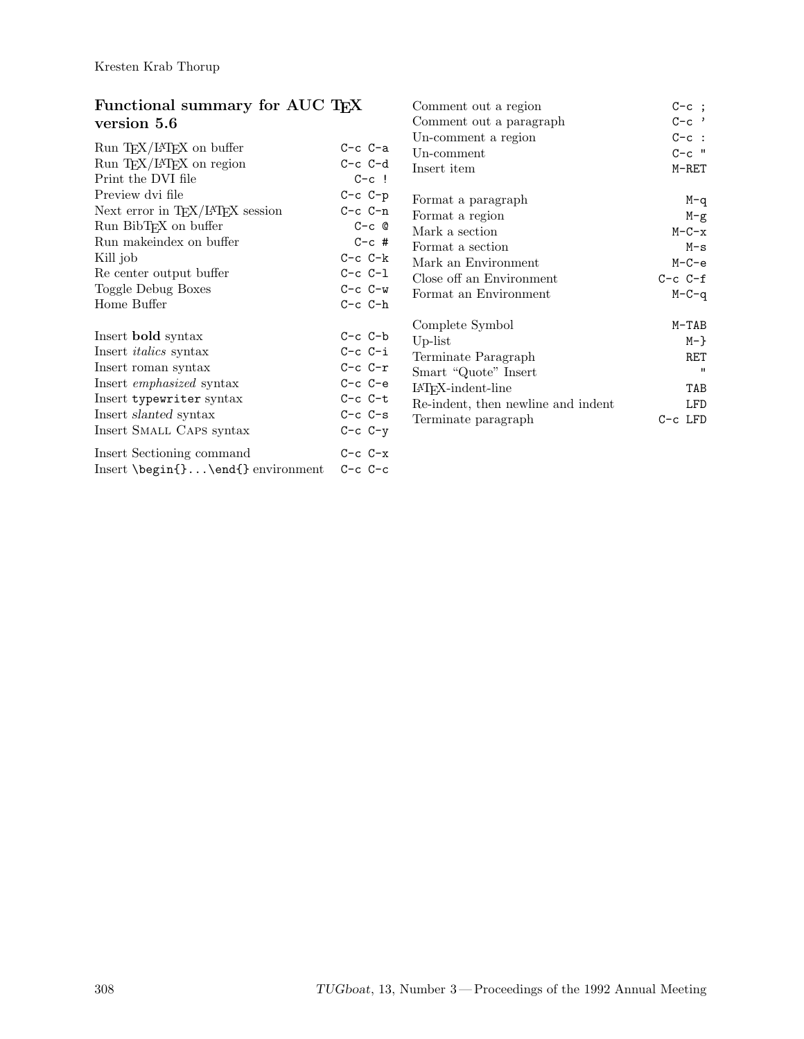## Functional summary for AUC TEX version 5.6

| | |
|---|---|
| Run TEX/LATEX on buffer | `C-c C-a` |
| Run TEX/LATEX on region | `C-c C-d` |
| Print the DVI file | `C-c !` |
| Preview dvi file | `C-c C-p` |
| Next error in TEX/LATEX session | `C-c C-n` |
| Run BibTEX on buffer | `C-c @` |
| Run makeindex on buffer | `C-c #` |
| Kill job | `C-c C-k` |
| Re center output buffer | `C-c C-l` |
| Toggle Debug Boxes | `C-c C-w` |
| Home Buffer | `C-c C-h` |

| | |
|---|---|
| Insert **bold** syntax | `C-c C-b` |
| Insert *italics* syntax | `C-c C-i` |
| Insert roman syntax | `C-c C-r` |
| Insert *emphasized* syntax | `C-c C-e` |
| Insert `typewriter` syntax | `C-c C-t` |
| Insert *slanted* syntax | `C-c C-s` |
| Insert SMALL CAPS syntax | `C-c C-y` |

| | |
|---|---|
| Insert Sectioning command | `C-c C-x` |
| Insert `\begin{}...\end{}` environment | `C-c C-c` |

| | |
|---|---|
| Comment out a region | `C-c ;` |
| Comment out a paragraph | `C-c '` |
| Un-comment a region | `C-c :` |
| Un-comment | `C-c "` |
| Insert item | `M-RET` |

| | |
|---|---|
| Format a paragraph | `M-q` |
| Format a region | `M-g` |
| Mark a section | `M-C-x` |
| Format a section | `M-s` |
| Mark an Environment | `M-C-e` |
| Close off an Environment | `C-c C-f` |
| Format an Environment | `M-C-q` |

| | |
|---|---|
| Complete Symbol | `M-TAB` |
| Up-list | `M-}` |
| Terminate Paragraph | `RET` |
| Smart "Quote" Insert | `"` |
| LATEX-indent-line | `TAB` |
| Re-indent, then newline and indent | `LFD` |
| Terminate paragraph | `C-c LFD` |